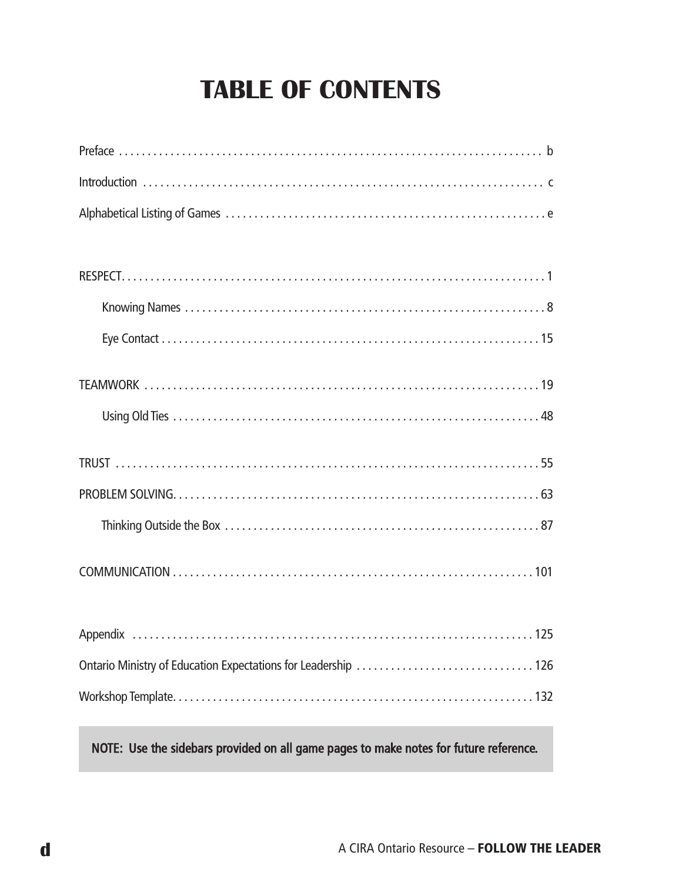# TABLE OF CONTENTS

Preface . . . . . . . . . . b

Introduction . . . . . . . . . . c

Alphabetical Listing of Games . . . . . . . . . . e

RESPECT . . . . . . . . . . 1

- Knowing Names . . . . . . . . . . 8
- Eye Contact . . . . . . . . . . 15

TEAMWORK . . . . . . . . . . 19

- Using Old Ties . . . . . . . . . . 48

TRUST . . . . . . . . . . 55

PROBLEM SOLVING . . . . . . . . . . 63

- Thinking Outside the Box . . . . . . . . . . 87

COMMUNICATION . . . . . . . . . . 101

Appendix . . . . . . . . . . 125

Ontario Ministry of Education Expectations for Leadership . . . . . . . . . . 126

Workshop Template . . . . . . . . . . 132

**NOTE: Use the sidebars provided on all game pages to make notes for future reference.**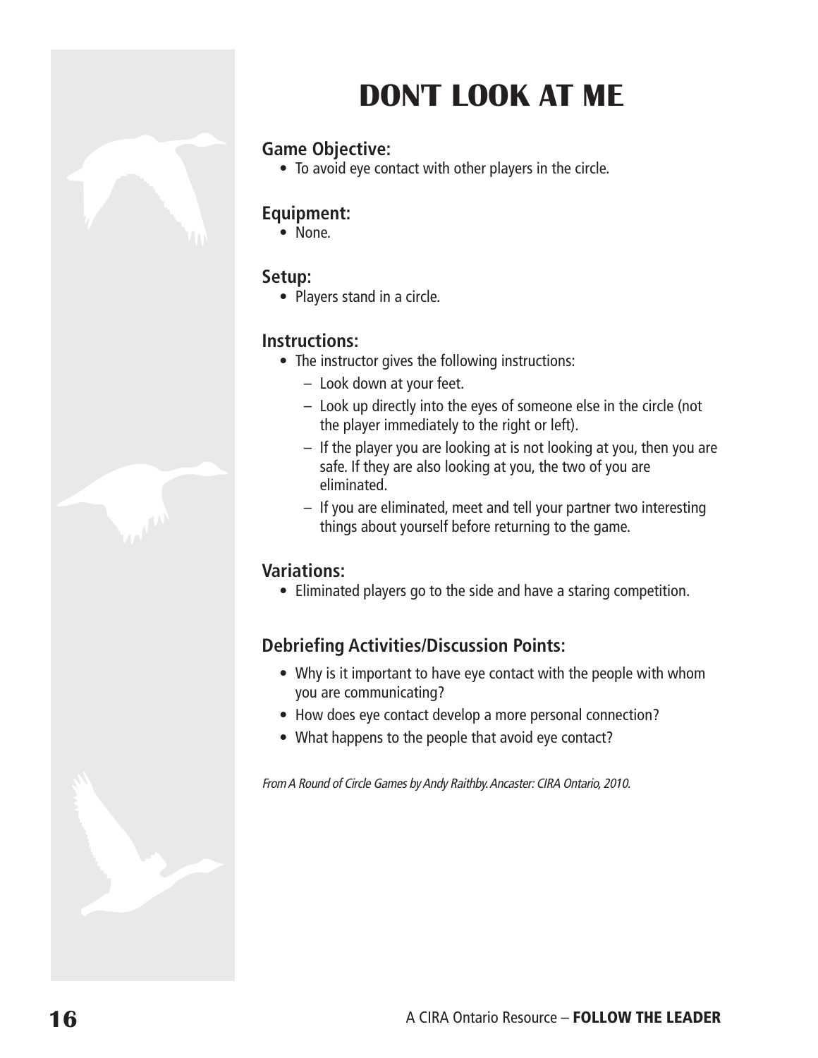# DON'T LOOK AT ME

### Game Objective:

- To avoid eye contact with other players in the circle.

### Equipment:

- None.

### Setup:

- Players stand in a circle.

### Instructions:

- The instructor gives the following instructions:
  - Look down at your feet.
  - Look up directly into the eyes of someone else in the circle (not the player immediately to the right or left).
  - If the player you are looking at is not looking at you, then you are safe. If they are also looking at you, the two of you are eliminated.
  - If you are eliminated, meet and tell your partner two interesting things about yourself before returning to the game.

### Variations:

- Eliminated players go to the side and have a staring competition.

### Debriefing Activities/Discussion Points:

- Why is it important to have eye contact with the people with whom you are communicating?
- How does eye contact develop a more personal connection?
- What happens to the people that avoid eye contact?

*From A Round of Circle Games by Andy Raithby. Ancaster: CIRA Ontario, 2010.*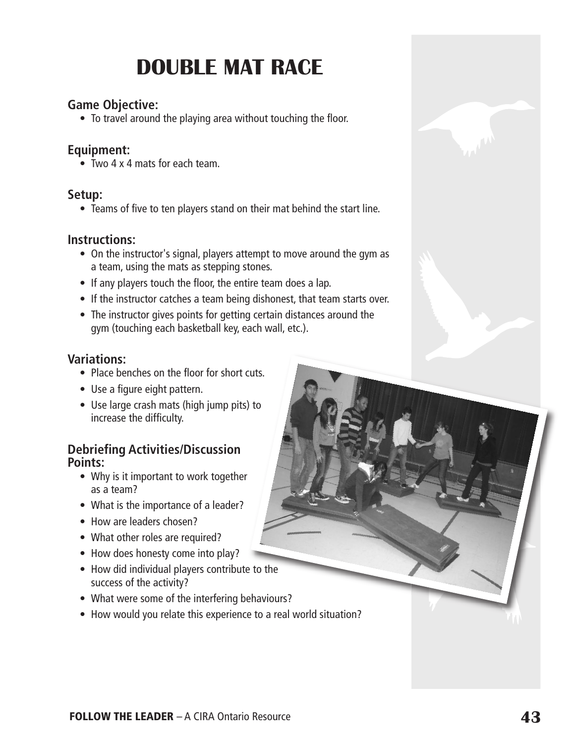# DOUBLE MAT RACE

### Game Objective:

- To travel around the playing area without touching the floor.

### Equipment:

- Two 4 x 4 mats for each team.

### Setup:

- Teams of five to ten players stand on their mat behind the start line.

### Instructions:

- On the instructor's signal, players attempt to move around the gym as a team, using the mats as stepping stones.
- If any players touch the floor, the entire team does a lap.
- If the instructor catches a team being dishonest, that team starts over.
- The instructor gives points for getting certain distances around the gym (touching each basketball key, each wall, etc.).

### Variations:

- Place benches on the floor for short cuts.
- Use a figure eight pattern.
- Use large crash mats (high jump pits) to increase the difficulty.

### Debriefing Activities/Discussion Points:

- Why is it important to work together as a team?
- What is the importance of a leader?
- How are leaders chosen?
- What other roles are required?
- How does honesty come into play?
- How did individual players contribute to the success of the activity?
- What were some of the interfering behaviours?
- How would you relate this experience to a real world situation?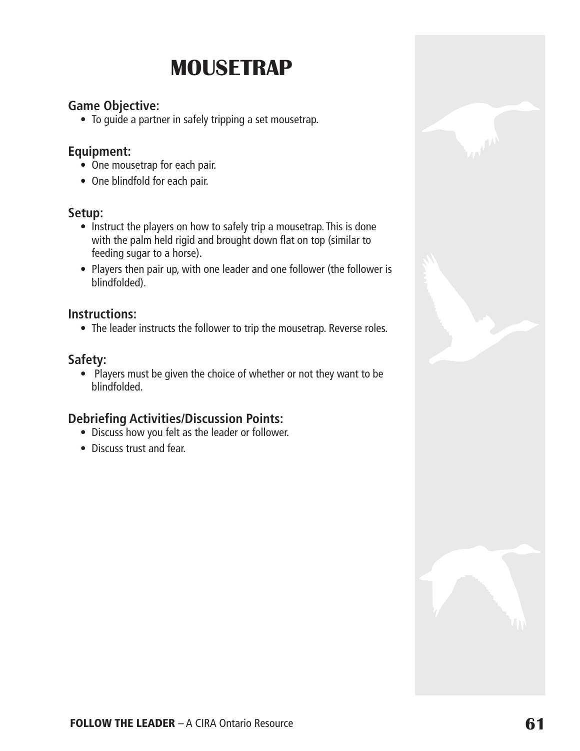# MOUSETRAP

### Game Objective:

- To guide a partner in safely tripping a set mousetrap.

### Equipment:

- One mousetrap for each pair.
- One blindfold for each pair.

### Setup:

- Instruct the players on how to safely trip a mousetrap. This is done with the palm held rigid and brought down flat on top (similar to feeding sugar to a horse).
- Players then pair up, with one leader and one follower (the follower is blindfolded).

### Instructions:

- The leader instructs the follower to trip the mousetrap. Reverse roles.

### Safety:

- Players must be given the choice of whether or not they want to be blindfolded.

### Debriefing Activities/Discussion Points:

- Discuss how you felt as the leader or follower.
- Discuss trust and fear.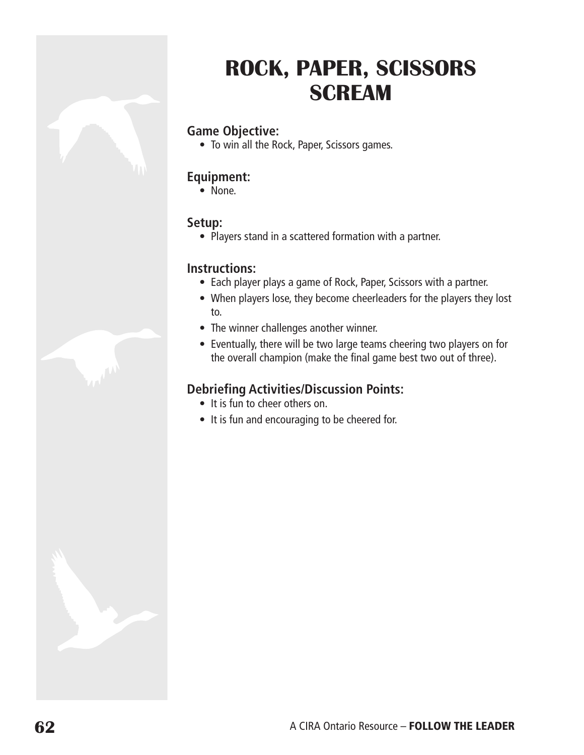# ROCK, PAPER, SCISSORS SCREAM

### Game Objective:

- To win all the Rock, Paper, Scissors games.

### Equipment:

- None.

### Setup:

- Players stand in a scattered formation with a partner.

### Instructions:

- Each player plays a game of Rock, Paper, Scissors with a partner.
- When players lose, they become cheerleaders for the players they lost to.
- The winner challenges another winner.
- Eventually, there will be two large teams cheering two players on for the overall champion (make the final game best two out of three).

### Debriefing Activities/Discussion Points:

- It is fun to cheer others on.
- It is fun and encouraging to be cheered for.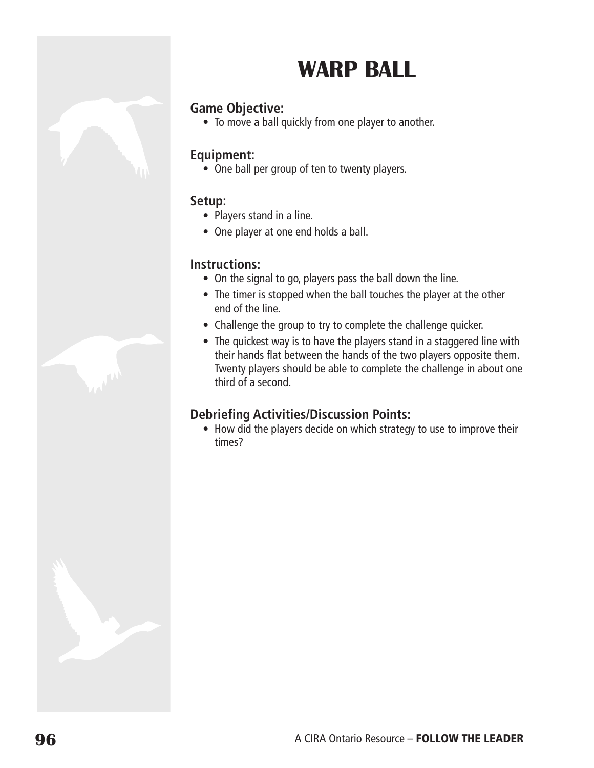# WARP BALL

## Game Objective:

- To move a ball quickly from one player to another.

## Equipment:

- One ball per group of ten to twenty players.

## Setup:

- Players stand in a line.
- One player at one end holds a ball.

## Instructions:

- On the signal to go, players pass the ball down the line.
- The timer is stopped when the ball touches the player at the other end of the line.
- Challenge the group to try to complete the challenge quicker.
- The quickest way is to have the players stand in a staggered line with their hands flat between the hands of the two players opposite them. Twenty players should be able to complete the challenge in about one third of a second.

## Debriefing Activities/Discussion Points:

- How did the players decide on which strategy to use to improve their times?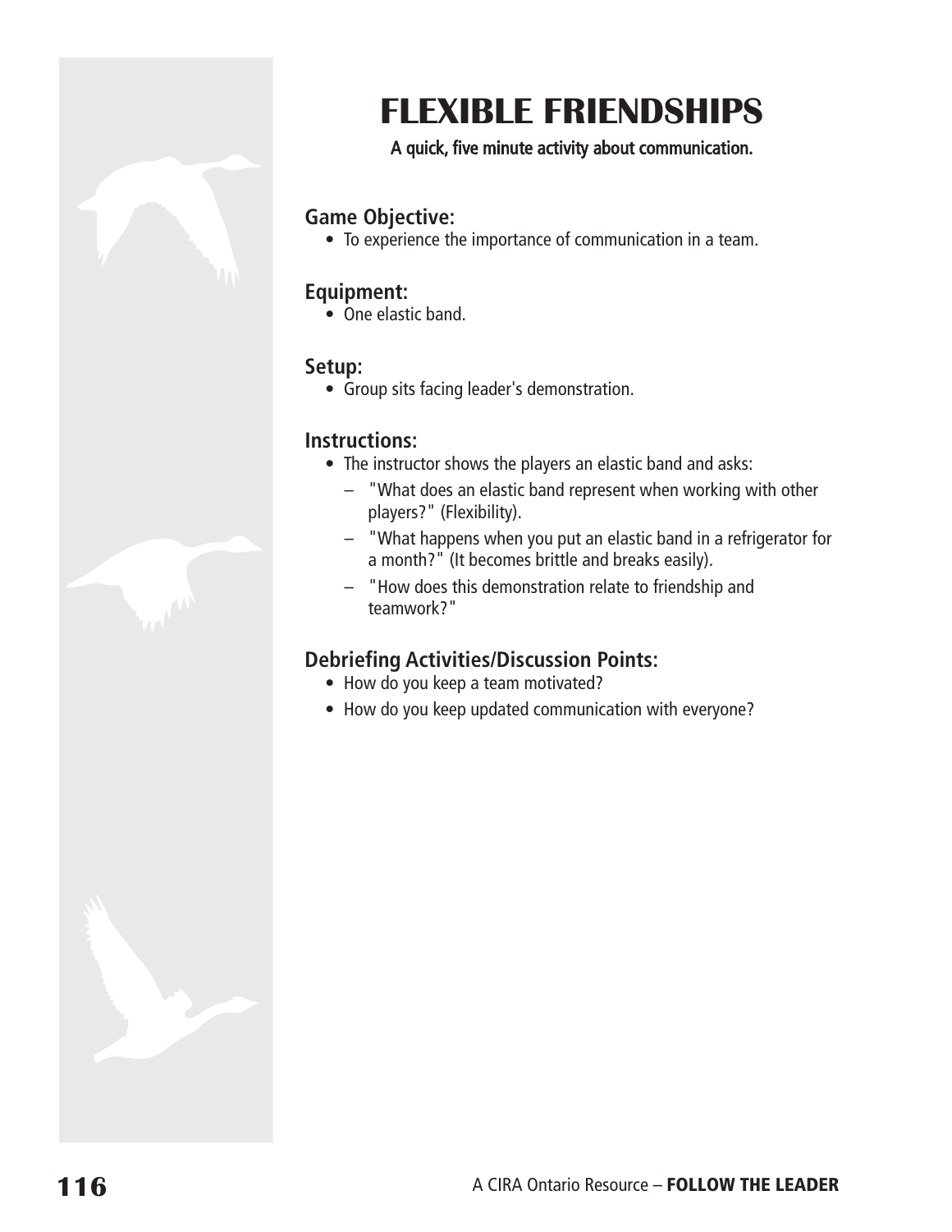# FLEXIBLE FRIENDSHIPS

**A quick, five minute activity about communication.**

### Game Objective:

- To experience the importance of communication in a team.

### Equipment:

- One elastic band.

### Setup:

- Group sits facing leader's demonstration.

### Instructions:

- The instructor shows the players an elastic band and asks:
  - "What does an elastic band represent when working with other players?" (Flexibility).
  - "What happens when you put an elastic band in a refrigerator for a month?" (It becomes brittle and breaks easily).
  - "How does this demonstration relate to friendship and teamwork?"

### Debriefing Activities/Discussion Points:

- How do you keep a team motivated?
- How do you keep updated communication with everyone?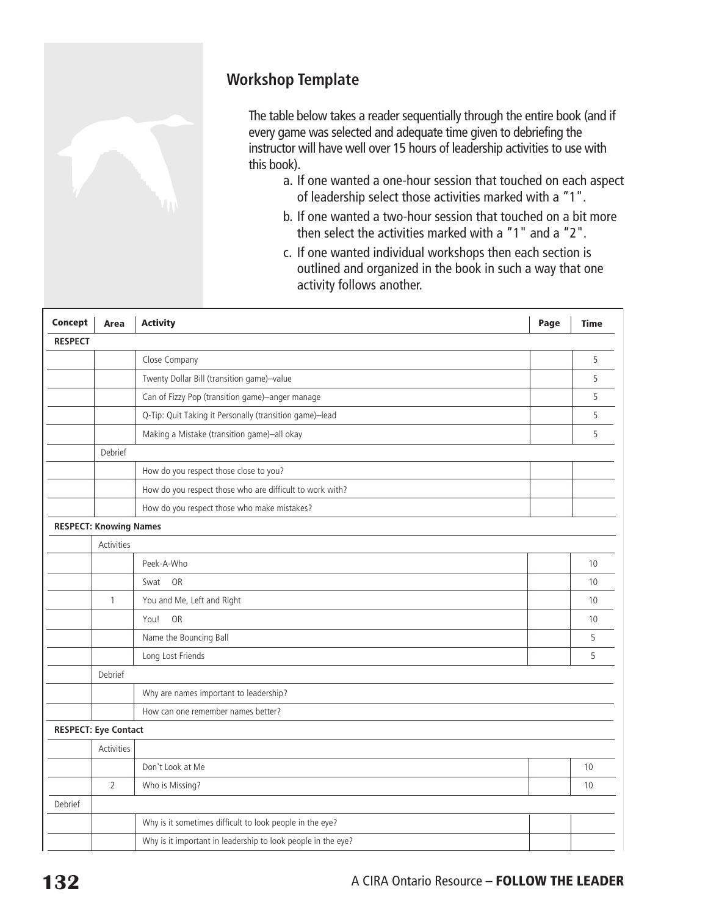## Workshop Template

The table below takes a reader sequentially through the entire book (and if every game was selected and adequate time given to debriefing the instructor will have well over 15 hours of leadership activities to use with this book).

a. If one wanted a one-hour session that touched on each aspect of leadership select those activities marked with a "1".

b. If one wanted a two-hour session that touched on a bit more then select the activities marked with a "1" and a "2".

c. If one wanted individual workshops then each section is outlined and organized in the book in such a way that one activity follows another.

| Concept | Area | Activity | Page | Time |
|---|---|---|---|---|
| **RESPECT** | | | | |
| | | Close Company | | 5 |
| | | Twenty Dollar Bill (transition game)–value | | 5 |
| | | Can of Fizzy Pop (transition game)–anger manage | | 5 |
| | | Q-Tip: Quit Taking it Personally (transition game)–lead | | 5 |
| | | Making a Mistake (transition game)–all okay | | 5 |
| | Debrief | | | |
| | | How do you respect those close to you? | | |
| | | How do you respect those who are difficult to work with? | | |
| | | How do you respect those who make mistakes? | | |
| **RESPECT: Knowing Names** | | | | |
| | Activities | | | |
| | | Peek-A-Who | | 10 |
| | | Swat OR | | 10 |
| | 1 | You and Me, Left and Right | | 10 |
| | | You! OR | | 10 |
| | | Name the Bouncing Ball | | 5 |
| | | Long Lost Friends | | 5 |
| | Debrief | | | |
| | | Why are names important to leadership? | | |
| | | How can one remember names better? | | |
| **RESPECT: Eye Contact** | | | | |
| | Activities | | | |
| | | Don't Look at Me | | 10 |
| | 2 | Who is Missing? | | 10 |
| Debrief | | | | |
| | | Why is it sometimes difficult to look people in the eye? | | |
| | | Why is it important in leadership to look people in the eye? | | |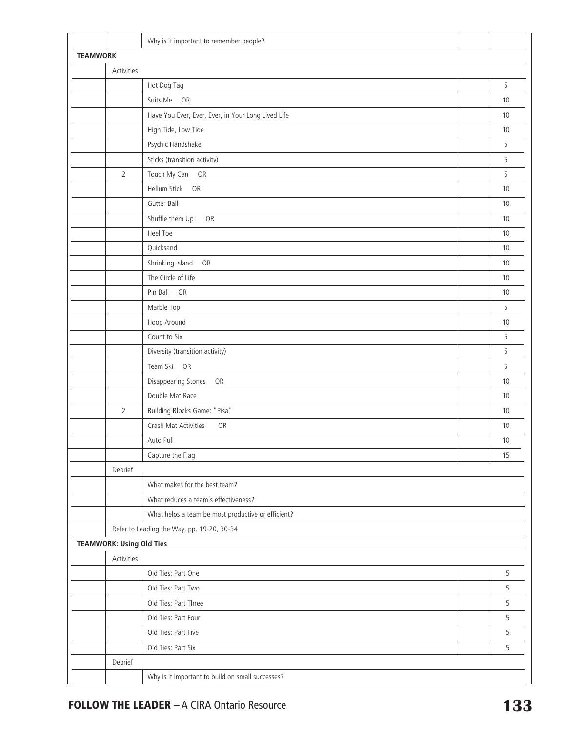| | | | | |
|---|---|---|---|---|
| | | Why is it important to remember people? | | |
| **TEAMWORK** | | | | |
| | Activities | | | |
| | | Hot Dog Tag | | 5 |
| | | Suits Me OR | | 10 |
| | | Have You Ever, Ever, Ever, in Your Long Lived Life | | 10 |
| | | High Tide, Low Tide | | 10 |
| | | Psychic Handshake | | 5 |
| | | Sticks (transition activity) | | 5 |
| | 2 | Touch My Can OR | | 5 |
| | | Helium Stick OR | | 10 |
| | | Gutter Ball | | 10 |
| | | Shuffle them Up! OR | | 10 |
| | | Heel Toe | | 10 |
| | | Quicksand | | 10 |
| | | Shrinking Island OR | | 10 |
| | | The Circle of Life | | 10 |
| | | Pin Ball OR | | 10 |
| | | Marble Top | | 5 |
| | | Hoop Around | | 10 |
| | | Count to Six | | 5 |
| | | Diversity (transition activity) | | 5 |
| | | Team Ski OR | | 5 |
| | | Disappearing Stones OR | | 10 |
| | | Double Mat Race | | 10 |
| | 2 | Building Blocks Game: "Pisa" | | 10 |
| | | Crash Mat Activities OR | | 10 |
| | | Auto Pull | | 10 |
| | | Capture the Flag | | 15 |
| | Debrief | | | |
| | | What makes for the best team? | | |
| | | What reduces a team's effectiveness? | | |
| | | What helps a team be most productive or efficient? | | |
| | Refer to Leading the Way, pp. 19-20, 30-34 | | | |
| **TEAMWORK: Using Old Ties** | | | | |
| | Activities | | | |
| | | Old Ties: Part One | | 5 |
| | | Old Ties: Part Two | | 5 |
| | | Old Ties: Part Three | | 5 |
| | | Old Ties: Part Four | | 5 |
| | | Old Ties: Part Five | | 5 |
| | | Old Ties: Part Six | | 5 |
| | Debrief | | | |
| | | Why is it important to build on small successes? | | |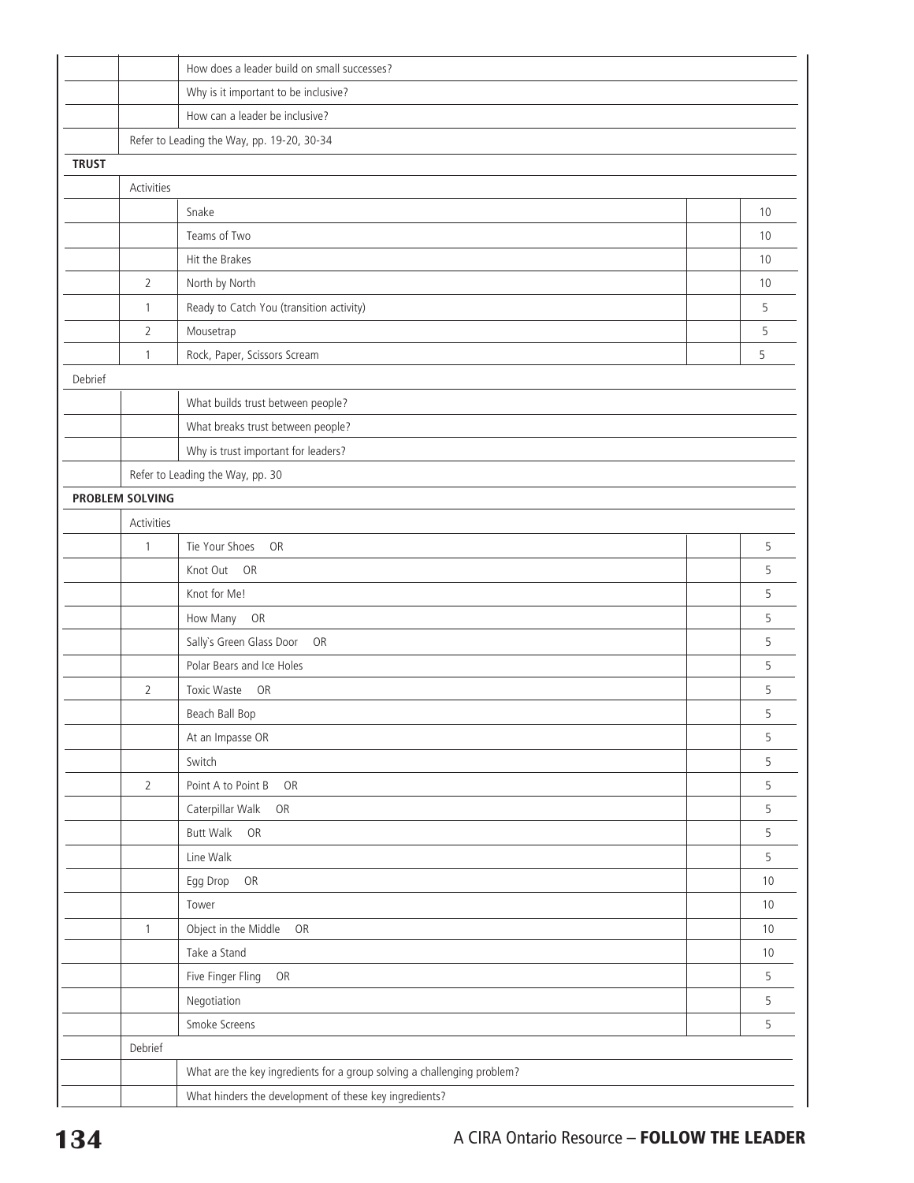| | | | | |
|---|---|---|---|---|
| | | How does a leader build on small successes? | | |
| | | Why is it important to be inclusive? | | |
| | | How can a leader be inclusive? | | |
| | Refer to Leading the Way, pp. 19-20, 30-34 | | | |
| **TRUST** | | | | |
| | Activities | | | |
| | | Snake | | 10 |
| | | Teams of Two | | 10 |
| | | Hit the Brakes | | 10 |
| | 2 | North by North | | 10 |
| | 1 | Ready to Catch You (transition activity) | | 5 |
| | 2 | Mousetrap | | 5 |
| | 1 | Rock, Paper, Scissors Scream | | 5 |
| Debrief | | | | |
| | | What builds trust between people? | | |
| | | What breaks trust between people? | | |
| | | Why is trust important for leaders? | | |
| | Refer to Leading the Way, pp. 30 | | | |
| **PROBLEM SOLVING** | | | | |
| | Activities | | | |
| | 1 | Tie Your Shoes OR | | 5 |
| | | Knot Out OR | | 5 |
| | | Knot for Me! | | 5 |
| | | How Many OR | | 5 |
| | | Sally's Green Glass Door OR | | 5 |
| | | Polar Bears and Ice Holes | | 5 |
| | 2 | Toxic Waste OR | | 5 |
| | | Beach Ball Bop | | 5 |
| | | At an Impasse OR | | 5 |
| | | Switch | | 5 |
| | 2 | Point A to Point B OR | | 5 |
| | | Caterpillar Walk OR | | 5 |
| | | Butt Walk OR | | 5 |
| | | Line Walk | | 5 |
| | | Egg Drop OR | | 10 |
| | | Tower | | 10 |
| | 1 | Object in the Middle OR | | 10 |
| | | Take a Stand | | 10 |
| | | Five Finger Fling OR | | 5 |
| | | Negotiation | | 5 |
| | | Smoke Screens | | 5 |
| | Debrief | | | |
| | | What are the key ingredients for a group solving a challenging problem? | | |
| | | What hinders the development of these key ingredients? | | |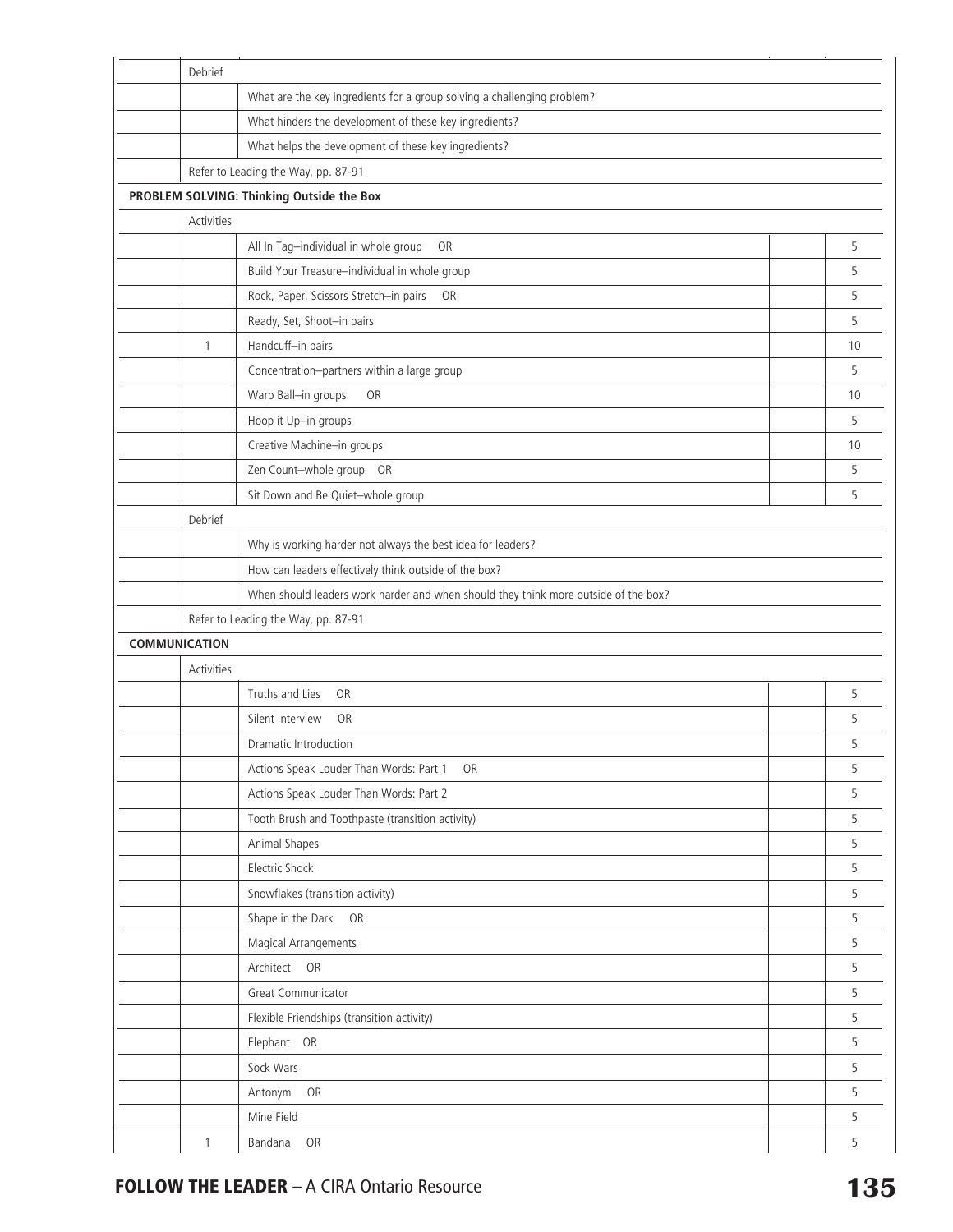| | | | | |
|---|---|---|---|---|
| | Debrief | | | |
| | | What are the key ingredients for a group solving a challenging problem? | | |
| | | What hinders the development of these key ingredients? | | |
| | | What helps the development of these key ingredients? | | |
| | Refer to Leading the Way, pp. 87-91 | | | |
| **PROBLEM SOLVING: Thinking Outside the Box** | | | | |
| | Activities | | | |
| | | All In Tag–individual in whole group OR | | 5 |
| | | Build Your Treasure–individual in whole group | | 5 |
| | | Rock, Paper, Scissors Stretch–in pairs OR | | 5 |
| | | Ready, Set, Shoot–in pairs | | 5 |
| | 1 | Handcuff–in pairs | | 10 |
| | | Concentration–partners within a large group | | 5 |
| | | Warp Ball–in groups OR | | 10 |
| | | Hoop it Up–in groups | | 5 |
| | | Creative Machine–in groups | | 10 |
| | | Zen Count–whole group OR | | 5 |
| | | Sit Down and Be Quiet–whole group | | 5 |
| | Debrief | | | |
| | | Why is working harder not always the best idea for leaders? | | |
| | | How can leaders effectively think outside of the box? | | |
| | | When should leaders work harder and when should they think more outside of the box? | | |
| | Refer to Leading the Way, pp. 87-91 | | | |
| **COMMUNICATION** | | | | |
| | Activities | | | |
| | | Truths and Lies OR | | 5 |
| | | Silent Interview OR | | 5 |
| | | Dramatic Introduction | | 5 |
| | | Actions Speak Louder Than Words: Part 1 OR | | 5 |
| | | Actions Speak Louder Than Words: Part 2 | | 5 |
| | | Tooth Brush and Toothpaste (transition activity) | | 5 |
| | | Animal Shapes | | 5 |
| | | Electric Shock | | 5 |
| | | Snowflakes (transition activity) | | 5 |
| | | Shape in the Dark OR | | 5 |
| | | Magical Arrangements | | 5 |
| | | Architect OR | | 5 |
| | | Great Communicator | | 5 |
| | | Flexible Friendships (transition activity) | | 5 |
| | | Elephant OR | | 5 |
| | | Sock Wars | | 5 |
| | | Antonym OR | | 5 |
| | | Mine Field | | 5 |
| | 1 | Bandana OR | | 5 |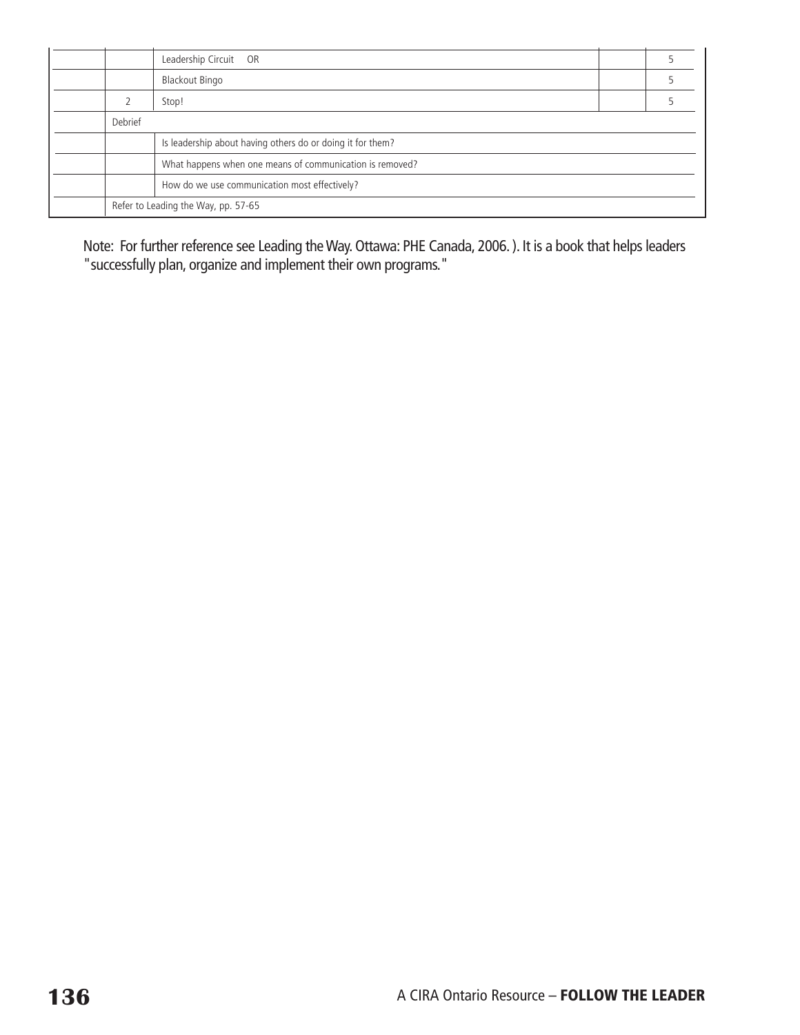| | | | | |
|---|---|---|---|---|
| | | Leadership Circuit OR | | 5 |
| | | Blackout Bingo | | 5 |
| | 2 | Stop! | | 5 |
| | Debrief | | | |
| | | Is leadership about having others do or doing it for them? | | |
| | | What happens when one means of communication is removed? | | |
| | | How do we use communication most effectively? | | |
| | Refer to Leading the Way, pp. 57-65 | | | |

Note: For further reference see Leading the Way. Ottawa: PHE Canada, 2006. ). It is a book that helps leaders "successfully plan, organize and implement their own programs."